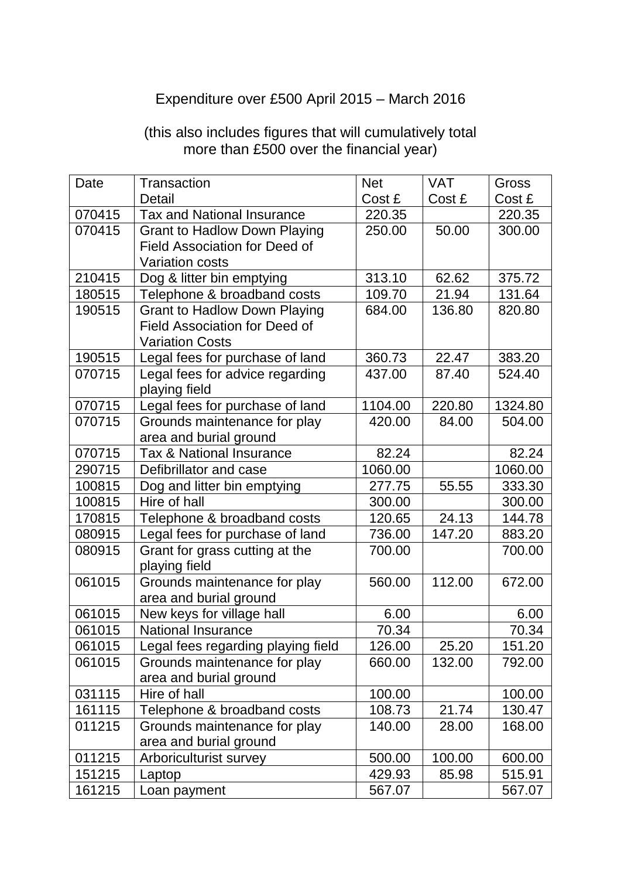Expenditure over £500 April 2015 – March 2016

(this also includes figures that will cumulatively total more than £500 over the financial year)

| Date | Transaction Detail | Net Cost £ | VAT Cost £ | Gross Cost £ |
|---|---|---|---|---|
| 070415 | Tax and National Insurance | 220.35 | | 220.35 |
| 070415 | Grant to Hadlow Down Playing Field Association for Deed of Variation costs | 250.00 | 50.00 | 300.00 |
| 210415 | Dog & litter bin emptying | 313.10 | 62.62 | 375.72 |
| 180515 | Telephone & broadband costs | 109.70 | 21.94 | 131.64 |
| 190515 | Grant to Hadlow Down Playing Field Association for Deed of Variation Costs | 684.00 | 136.80 | 820.80 |
| 190515 | Legal fees for purchase of land | 360.73 | 22.47 | 383.20 |
| 070715 | Legal fees for advice regarding playing field | 437.00 | 87.40 | 524.40 |
| 070715 | Legal fees for purchase of land | 1104.00 | 220.80 | 1324.80 |
| 070715 | Grounds maintenance for play area and burial ground | 420.00 | 84.00 | 504.00 |
| 070715 | Tax & National Insurance | 82.24 | | 82.24 |
| 290715 | Defibrillator and case | 1060.00 | | 1060.00 |
| 100815 | Dog and litter bin emptying | 277.75 | 55.55 | 333.30 |
| 100815 | Hire of hall | 300.00 | | 300.00 |
| 170815 | Telephone & broadband costs | 120.65 | 24.13 | 144.78 |
| 080915 | Legal fees for purchase of land | 736.00 | 147.20 | 883.20 |
| 080915 | Grant for grass cutting at the playing field | 700.00 | | 700.00 |
| 061015 | Grounds maintenance for play area and burial ground | 560.00 | 112.00 | 672.00 |
| 061015 | New keys for village hall | 6.00 | | 6.00 |
| 061015 | National Insurance | 70.34 | | 70.34 |
| 061015 | Legal fees regarding playing field | 126.00 | 25.20 | 151.20 |
| 061015 | Grounds maintenance for play area and burial ground | 660.00 | 132.00 | 792.00 |
| 031115 | Hire of hall | 100.00 | | 100.00 |
| 161115 | Telephone & broadband costs | 108.73 | 21.74 | 130.47 |
| 011215 | Grounds maintenance for play area and burial ground | 140.00 | 28.00 | 168.00 |
| 011215 | Arboriculturist survey | 500.00 | 100.00 | 600.00 |
| 151215 | Laptop | 429.93 | 85.98 | 515.91 |
| 161215 | Loan payment | 567.07 | | 567.07 |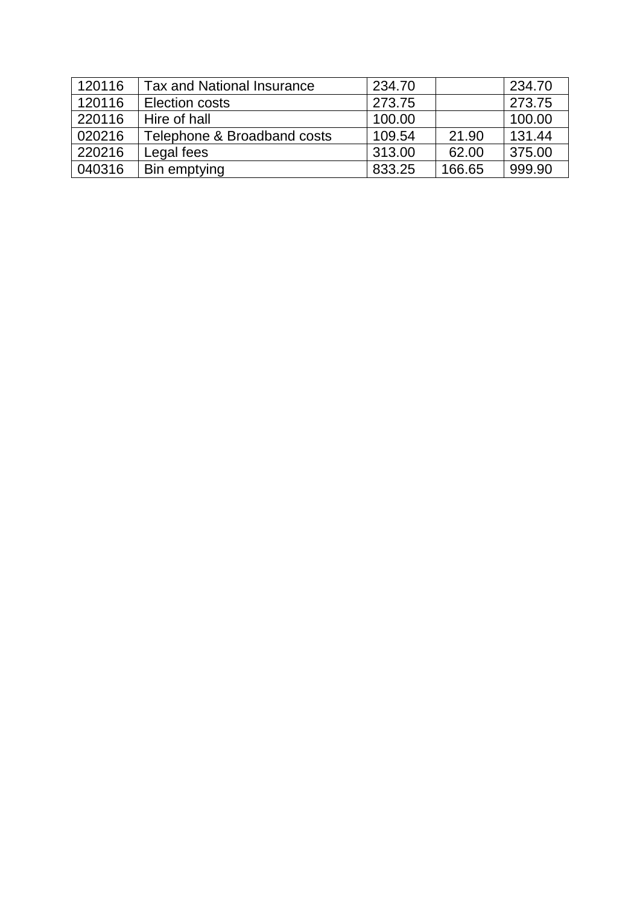| | | | | |
|---|---|---|---|---|
| 120116 | Tax and National Insurance | 234.70 | | 234.70 |
| 120116 | Election costs | 273.75 | | 273.75 |
| 220116 | Hire of hall | 100.00 | | 100.00 |
| 020216 | Telephone & Broadband costs | 109.54 | 21.90 | 131.44 |
| 220216 | Legal fees | 313.00 | 62.00 | 375.00 |
| 040316 | Bin emptying | 833.25 | 166.65 | 999.90 |